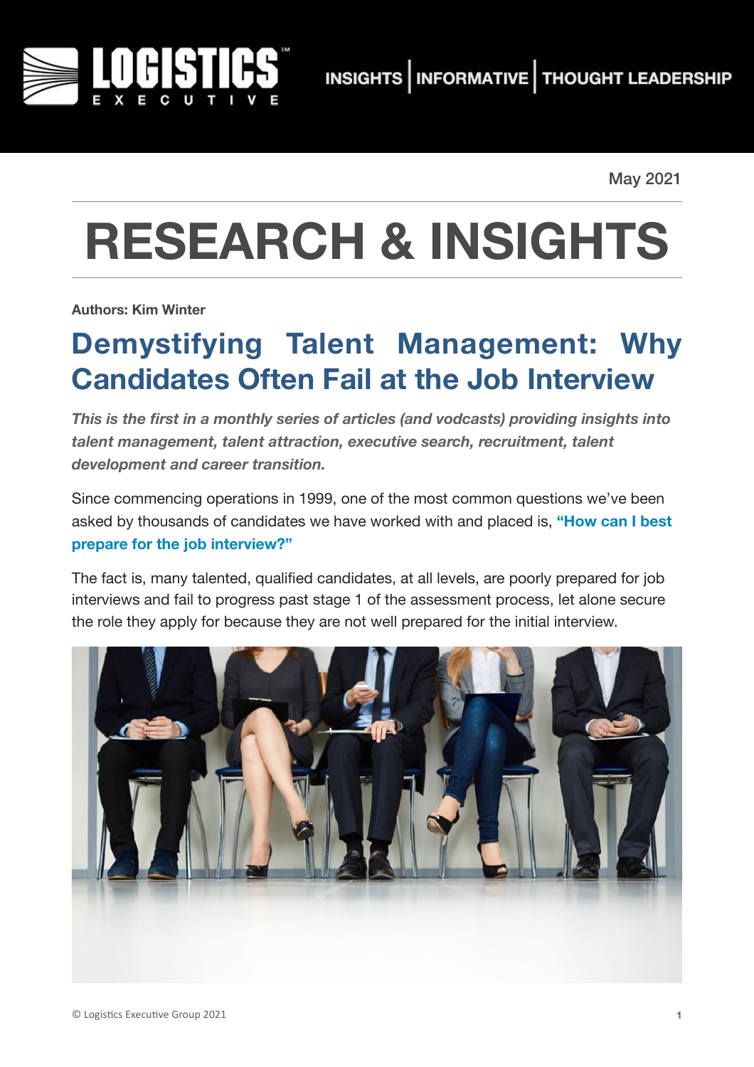LOGISTICS EXECUTIVE

INSIGHTS | INFORMATIVE | THOUGHT LEADERSHIP

May 2021

# RESEARCH & INSIGHTS

**Authors: Kim Winter**

## Demystifying Talent Management: Why Candidates Often Fail at the Job Interview

***This is the first in a monthly series of articles (and vodcasts) providing insights into talent management, talent attraction, executive search, recruitment, talent development and career transition.***

Since commencing operations in 1999, one of the most common questions we've been asked by thousands of candidates we have worked with and placed is, **"How can I best prepare for the job interview?"**

The fact is, many talented, qualified candidates, at all levels, are poorly prepared for job interviews and fail to progress past stage 1 of the assessment process, let alone secure the role they apply for because they are not well prepared for the initial interview.

© Logistics Executive Group 2021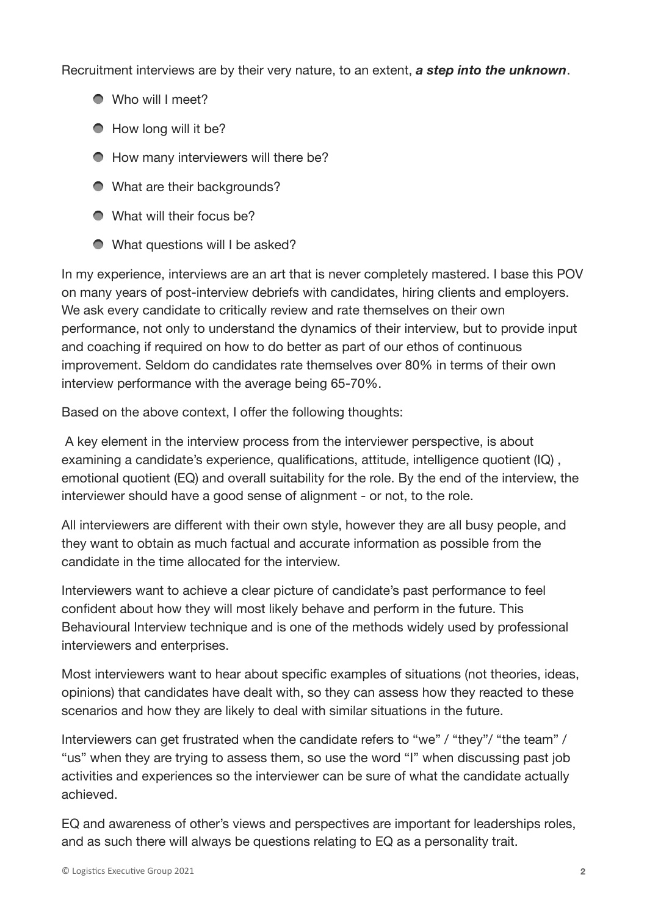Recruitment interviews are by their very nature, to an extent, ***a step into the unknown***.

- Who will I meet?
- How long will it be?
- How many interviewers will there be?
- What are their backgrounds?
- What will their focus be?
- What questions will I be asked?

In my experience, interviews are an art that is never completely mastered. I base this POV on many years of post-interview debriefs with candidates, hiring clients and employers. We ask every candidate to critically review and rate themselves on their own performance, not only to understand the dynamics of their interview, but to provide input and coaching if required on how to do better as part of our ethos of continuous improvement. Seldom do candidates rate themselves over 80% in terms of their own interview performance with the average being 65-70%.

Based on the above context, I offer the following thoughts:

A key element in the interview process from the interviewer perspective, is about examining a candidate's experience, qualifications, attitude, intelligence quotient (IQ) , emotional quotient (EQ) and overall suitability for the role. By the end of the interview, the interviewer should have a good sense of alignment - or not, to the role.

All interviewers are different with their own style, however they are all busy people, and they want to obtain as much factual and accurate information as possible from the candidate in the time allocated for the interview.

Interviewers want to achieve a clear picture of candidate's past performance to feel confident about how they will most likely behave and perform in the future. This Behavioural Interview technique and is one of the methods widely used by professional interviewers and enterprises.

Most interviewers want to hear about specific examples of situations (not theories, ideas, opinions) that candidates have dealt with, so they can assess how they reacted to these scenarios and how they are likely to deal with similar situations in the future.

Interviewers can get frustrated when the candidate refers to "we" / "they"/ "the team" / "us" when they are trying to assess them, so use the word "I" when discussing past job activities and experiences so the interviewer can be sure of what the candidate actually achieved.

EQ and awareness of other's views and perspectives are important for leaderships roles, and as such there will always be questions relating to EQ as a personality trait.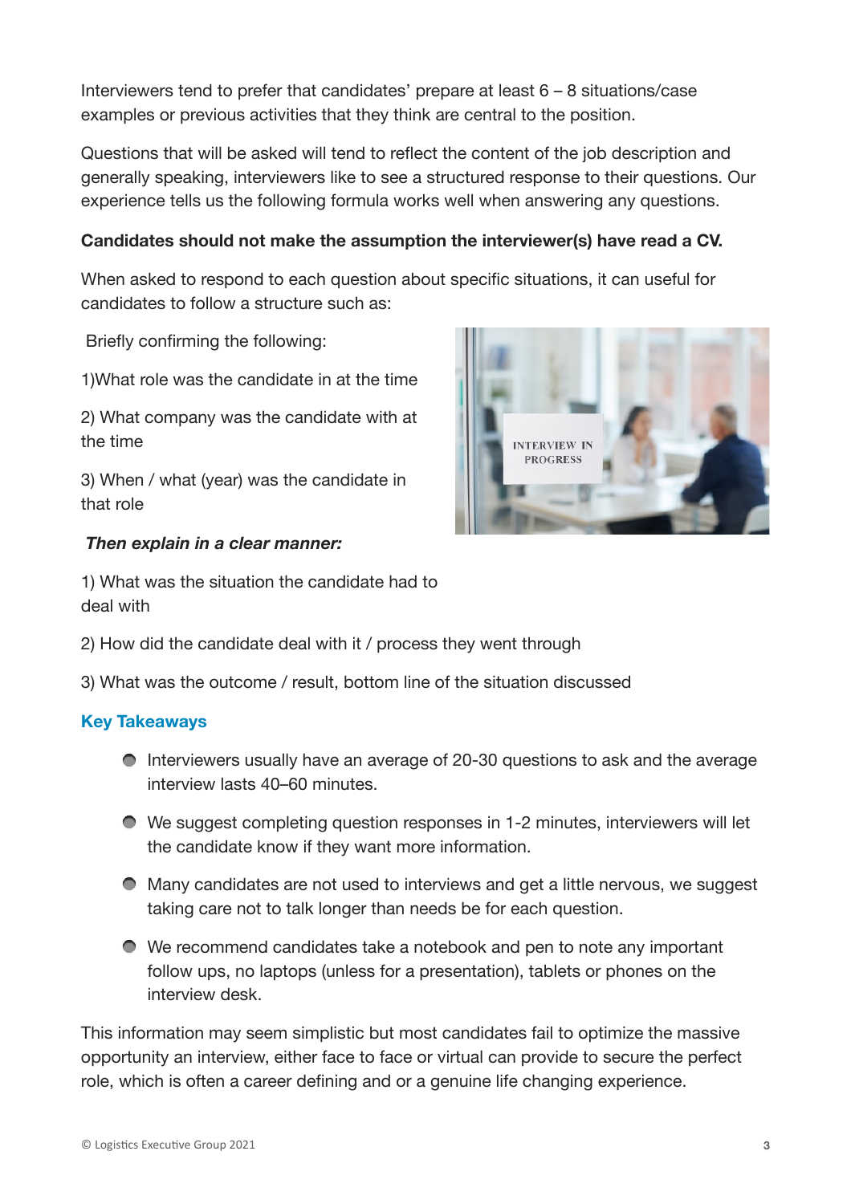Interviewers tend to prefer that candidates' prepare at least 6 – 8 situations/case examples or previous activities that they think are central to the position.

Questions that will be asked will tend to reflect the content of the job description and generally speaking, interviewers like to see a structured response to their questions. Our experience tells us the following formula works well when answering any questions.

**Candidates should not make the assumption the interviewer(s) have read a CV.**

When asked to respond to each question about specific situations, it can useful for candidates to follow a structure such as:

Briefly confirming the following:

1)What role was the candidate in at the time

2) What company was the candidate with at the time

3) When / what (year) was the candidate in that role

***Then explain in a clear manner:***

1) What was the situation the candidate had to deal with

2) How did the candidate deal with it / process they went through

3) What was the outcome / result, bottom line of the situation discussed

### Key Takeaways

- Interviewers usually have an average of 20-30 questions to ask and the average interview lasts 40–60 minutes.
- We suggest completing question responses in 1-2 minutes, interviewers will let the candidate know if they want more information.
- Many candidates are not used to interviews and get a little nervous, we suggest taking care not to talk longer than needs be for each question.
- We recommend candidates take a notebook and pen to note any important follow ups, no laptops (unless for a presentation), tablets or phones on the interview desk.

This information may seem simplistic but most candidates fail to optimize the massive opportunity an interview, either face to face or virtual can provide to secure the perfect role, which is often a career defining and or a genuine life changing experience.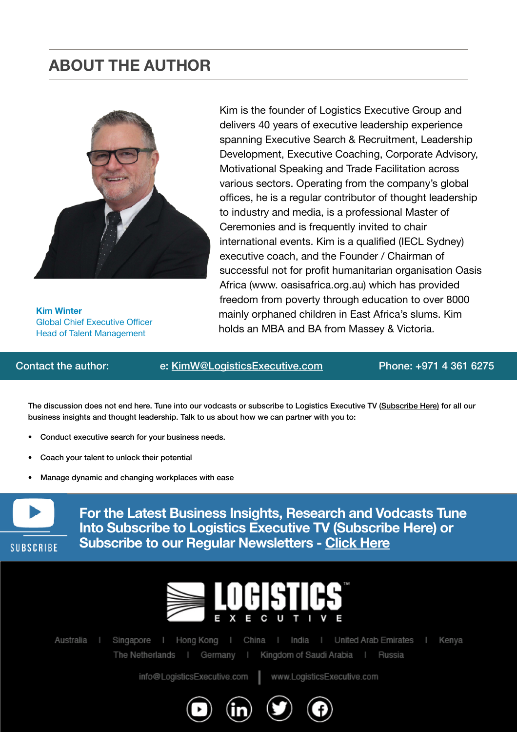## ABOUT THE AUTHOR

**Kim Winter**
Global Chief Executive Officer
Head of Talent Management

Kim is the founder of Logistics Executive Group and delivers 40 years of executive leadership experience spanning Executive Search & Recruitment, Leadership Development, Executive Coaching, Corporate Advisory, Motivational Speaking and Trade Facilitation across various sectors. Operating from the company's global offices, he is a regular contributor of thought leadership to industry and media, is a professional Master of Ceremonies and is frequently invited to chair international events. Kim is a qualified (IECL Sydney) executive coach, and the Founder / Chairman of successful not for profit humanitarian organisation Oasis Africa (www. oasisafrica.org.au) which has provided freedom from poverty through education to over 8000 mainly orphaned children in East Africa's slums. Kim holds an MBA and BA from Massey & Victoria.

Contact the author: e: KimW@LogisticsExecutive.com Phone: +971 4 361 6275

The discussion does not end here. Tune into our vodcasts or subscribe to Logistics Executive TV (Subscribe Here) for all our business insights and thought leadership. Talk to us about how we can partner with you to:

- Conduct executive search for your business needs.
- Coach your talent to unlock their potential
- Manage dynamic and changing workplaces with ease

SUBSCRIBE

**For the Latest Business Insights, Research and Vodcasts Tune Into Subscribe to Logistics Executive TV (Subscribe Here) or Subscribe to our Regular Newsletters - Click Here**

LOGISTICS EXECUTIVE

Australia | Singapore | Hong Kong | China | India | United Arab Emirates | Kenya
The Netherlands | Germany | Kingdom of Saudi Arabia | Russia

info@LogisticsExecutive.com | www.LogisticsExecutive.com